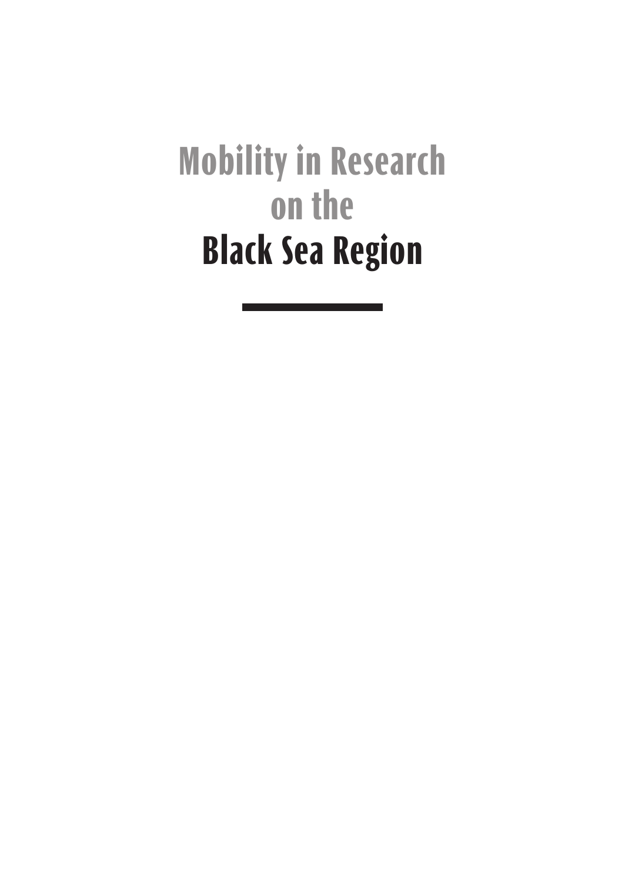# Mobility in Research on the Black Sea Region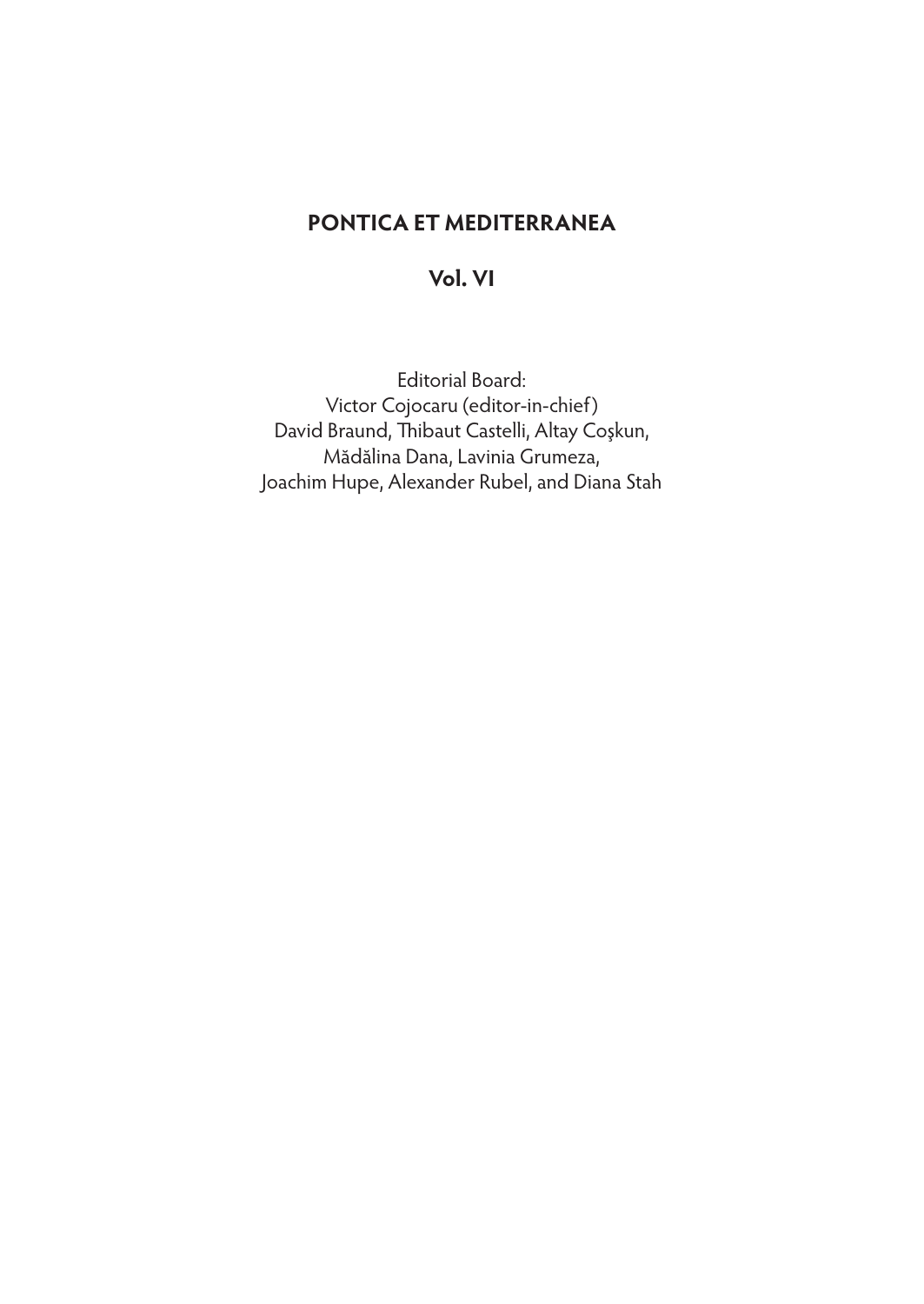# PONTICA ET MEDITERRANEA

## Vol. VI

Editorial Board:
Victor Cojocaru (editor-in-chief)
David Braund, Thibaut Castelli, Altay Coşkun,
Mădălina Dana, Lavinia Grumeza,
Joachim Hupe, Alexander Rubel, and Diana Stah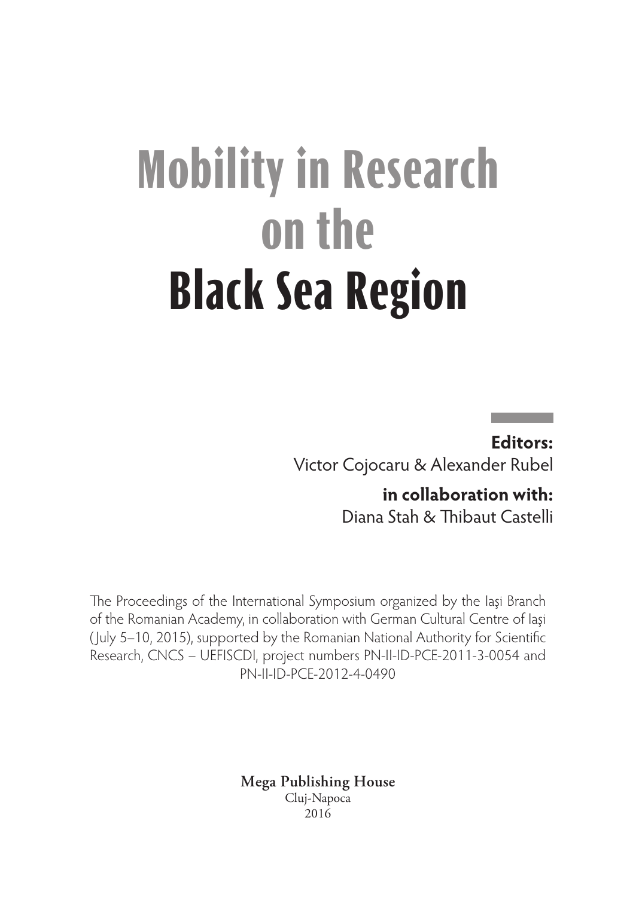# Mobility in Research on the Black Sea Region

**Editors:**
Victor Cojocaru & Alexander Rubel

**in collaboration with:**
Diana Stah & Thibaut Castelli

The Proceedings of the International Symposium organized by the Iaşi Branch of the Romanian Academy, in collaboration with German Cultural Centre of Iaşi (July 5–10, 2015), supported by the Romanian National Authority for Scientific Research, CNCS – UEFISCDI, project numbers PN-II-ID-PCE-2011-3-0054 and PN-II-ID-PCE-2012-4-0490

**Mega Publishing House**
Cluj-Napoca
2016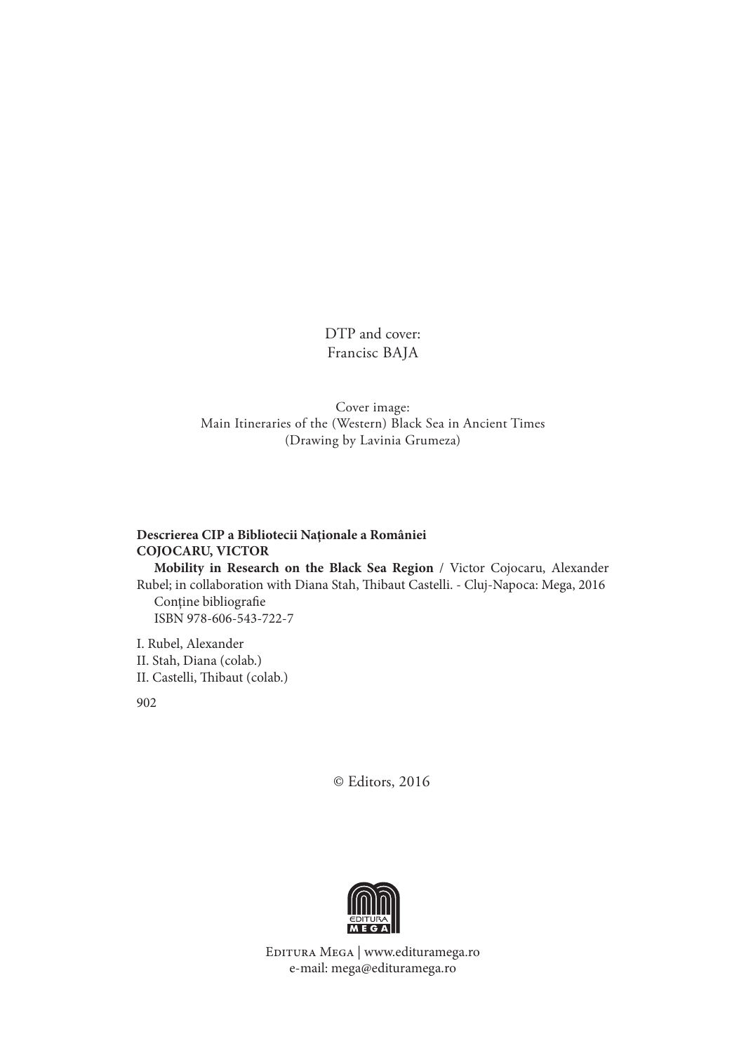DTP and cover:
Francisc BAJA

Cover image:
Main Itineraries of the (Western) Black Sea in Ancient Times
(Drawing by Lavinia Grumeza)

**Descrierea CIP a Bibliotecii Naţionale a României**
**COJOCARU, VICTOR**

**Mobility in Research on the Black Sea Region** / Victor Cojocaru, Alexander Rubel; in collaboration with Diana Stah, Thibaut Castelli. - Cluj-Napoca: Mega, 2016
Conţine bibliografie
ISBN 978-606-543-722-7

I. Rubel, Alexander
II. Stah, Diana (colab.)
II. Castelli, Thibaut (colab.)

902

© Editors, 2016

Editura Mega | www.edituramega.ro
e-mail: mega@edituramega.ro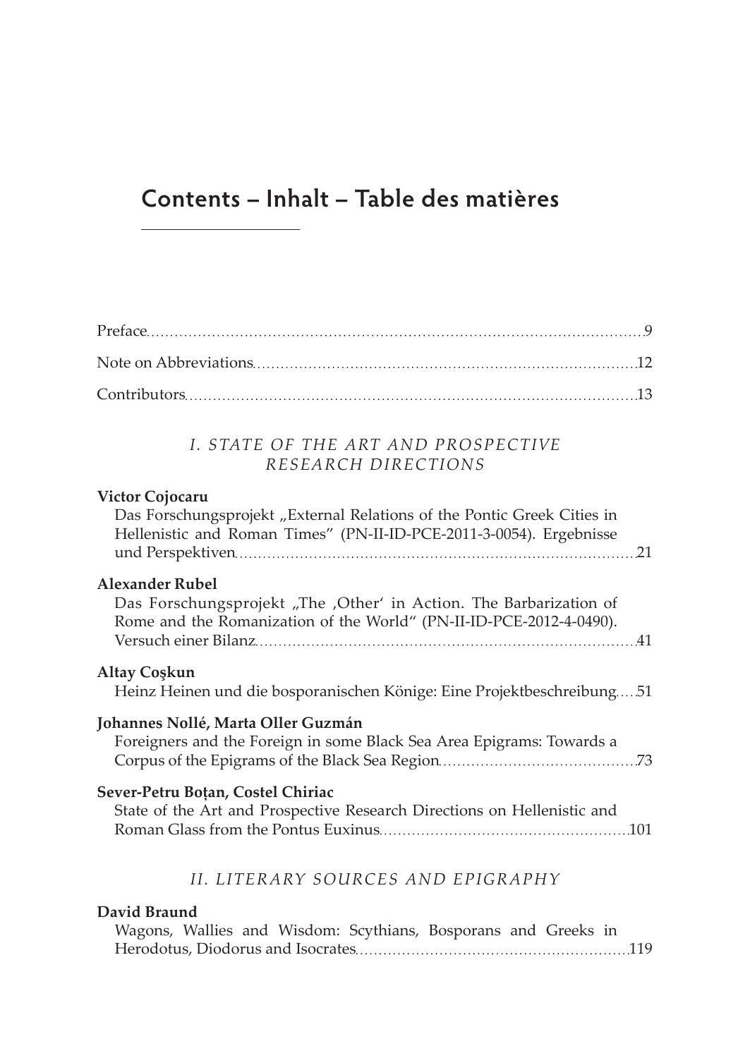# Contents – Inhalt – Table des matières

Preface ... 9

Note on Abbreviations ... 12

Contributors ... 13

## *I. STATE OF THE ART AND PROSPECTIVE RESEARCH DIRECTIONS*

**Victor Cojocaru**
Das Forschungsprojekt „External Relations of the Pontic Greek Cities in Hellenistic and Roman Times" (PN-II-ID-PCE-2011-3-0054). Ergebnisse und Perspektiven ... 21

**Alexander Rubel**
Das Forschungsprojekt „The ‚Other' in Action. The Barbarization of Rome and the Romanization of the World" (PN-II-ID-PCE-2012-4-0490). Versuch einer Bilanz ... 41

**Altay Coşkun**
Heinz Heinen und die bosporanischen Könige: Eine Projektbeschreibung ... 51

**Johannes Nollé, Marta Oller Guzmán**
Foreigners and the Foreign in some Black Sea Area Epigrams: Towards a Corpus of the Epigrams of the Black Sea Region ... 73

**Sever-Petru Boțan, Costel Chiriac**
State of the Art and Prospective Research Directions on Hellenistic and Roman Glass from the Pontus Euxinus ... 101

## *II. LITERARY SOURCES AND EPIGRAPHY*

**David Braund**
Wagons, Wallies and Wisdom: Scythians, Bosporans and Greeks in Herodotus, Diodorus and Isocrates ... 119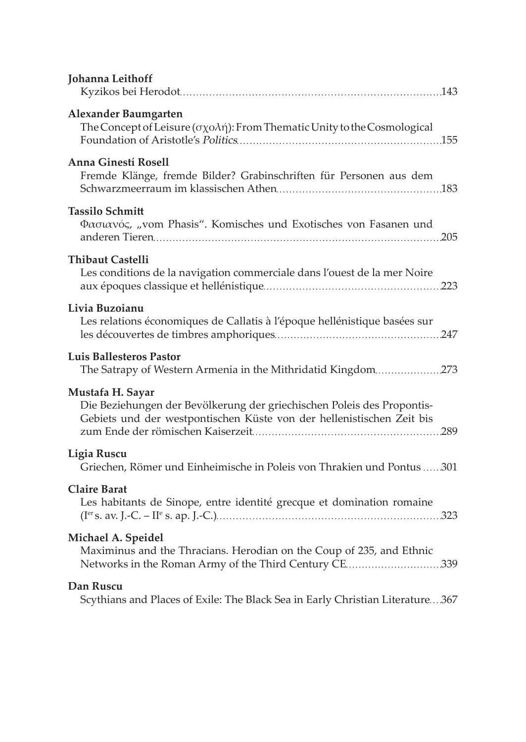**Johanna Leithoff**
Kyzikos bei Herodot ........ 143

**Alexander Baumgarten**
The Concept of Leisure (σχολή): From Thematic Unity to the Cosmological Foundation of Aristotle's *Politics* ........ 155

**Anna Ginestí Rosell**
Fremde Klänge, fremde Bilder? Grabinschriften für Personen aus dem Schwarzmeerraum im klassischen Athen ........ 183

**Tassilo Schmitt**
Φασιανός, „vom Phasis". Komisches und Exotisches von Fasanen und anderen Tieren ........ 205

**Thibaut Castelli**
Les conditions de la navigation commerciale dans l'ouest de la mer Noire aux époques classique et hellénistique ........ 223

**Livia Buzoianu**
Les relations économiques de Callatis à l'époque hellénistique basées sur les découvertes de timbres amphoriques ........ 247

**Luis Ballesteros Pastor**
The Satrapy of Western Armenia in the Mithridatid Kingdom ........ 273

**Mustafa H. Sayar**
Die Beziehungen der Bevölkerung der griechischen Poleis des Propontis-Gebiets und der westpontischen Küste von der hellenistischen Zeit bis zum Ende der römischen Kaiserzeit ........ 289

**Ligia Ruscu**
Griechen, Römer und Einheimische in Poleis von Thrakien und Pontus ........ 301

**Claire Barat**
Les habitants de Sinope, entre identité grecque et domination romaine (I[er] s. av. J.-C. – II[e] s. ap. J.-C.) ........ 323

**Michael A. Speidel**
Maximinus and the Thracians. Herodian on the Coup of 235, and Ethnic Networks in the Roman Army of the Third Century CE ........ 339

**Dan Ruscu**
Scythians and Places of Exile: The Black Sea in Early Christian Literature ........ 367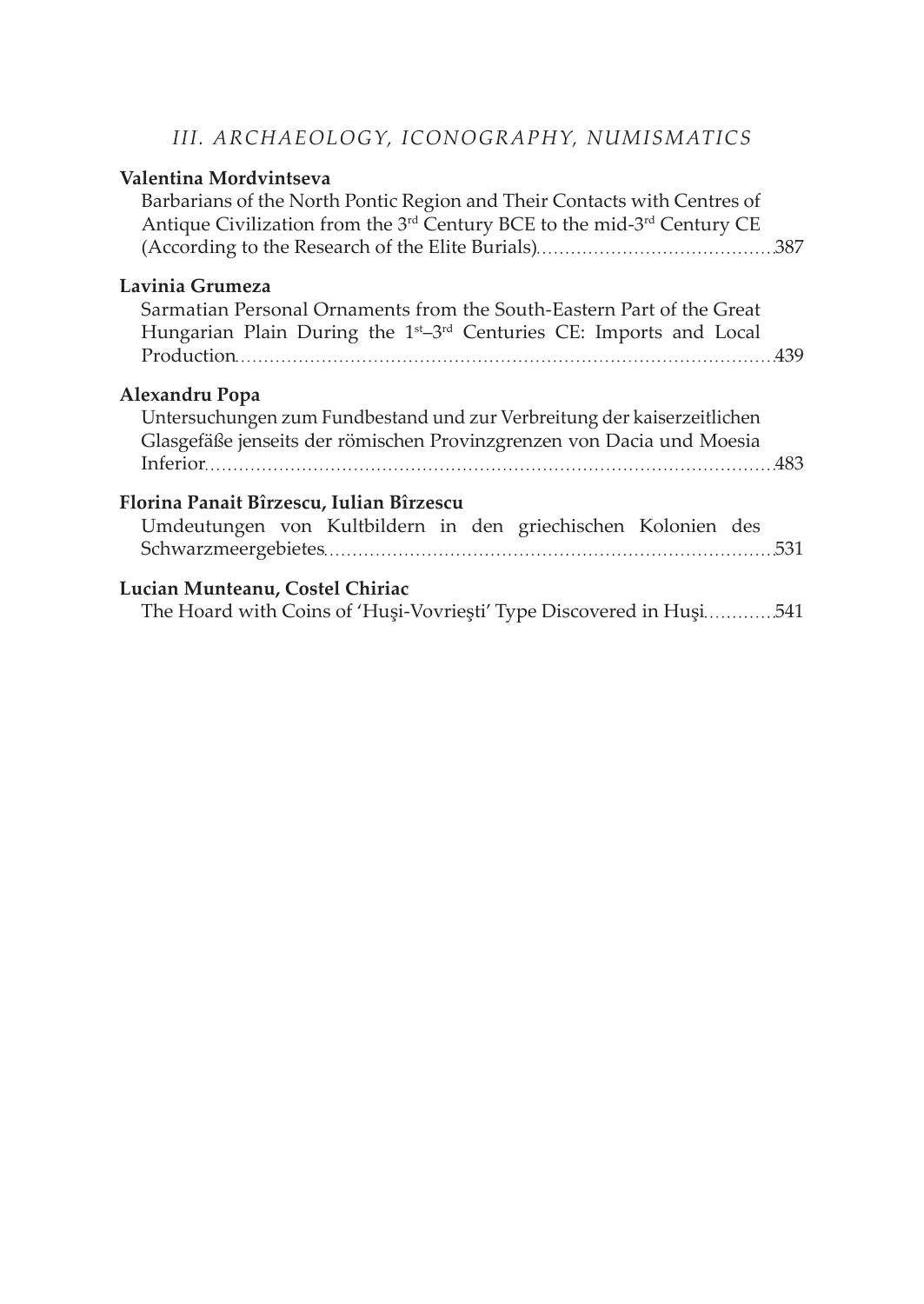## III. ARCHAEOLOGY, ICONOGRAPHY, NUMISMATICS

**Valentina Mordvintseva**
Barbarians of the North Pontic Region and Their Contacts with Centres of Antique Civilization from the 3rd Century BCE to the mid-3rd Century CE (According to the Research of the Elite Burials) 387

**Lavinia Grumeza**
Sarmatian Personal Ornaments from the South-Eastern Part of the Great Hungarian Plain During the 1st–3rd Centuries CE: Imports and Local Production 439

**Alexandru Popa**
Untersuchungen zum Fundbestand und zur Verbreitung der kaiserzeitlichen Glasgefäße jenseits der römischen Provinzgrenzen von Dacia und Moesia Inferior 483

**Florina Panait Bîrzescu, Iulian Bîrzescu**
Umdeutungen von Kultbildern in den griechischen Kolonien des Schwarzmeergebietes 531

**Lucian Munteanu, Costel Chiriac**
The Hoard with Coins of 'Huşi-Vovrieşti' Type Discovered in Huşi 541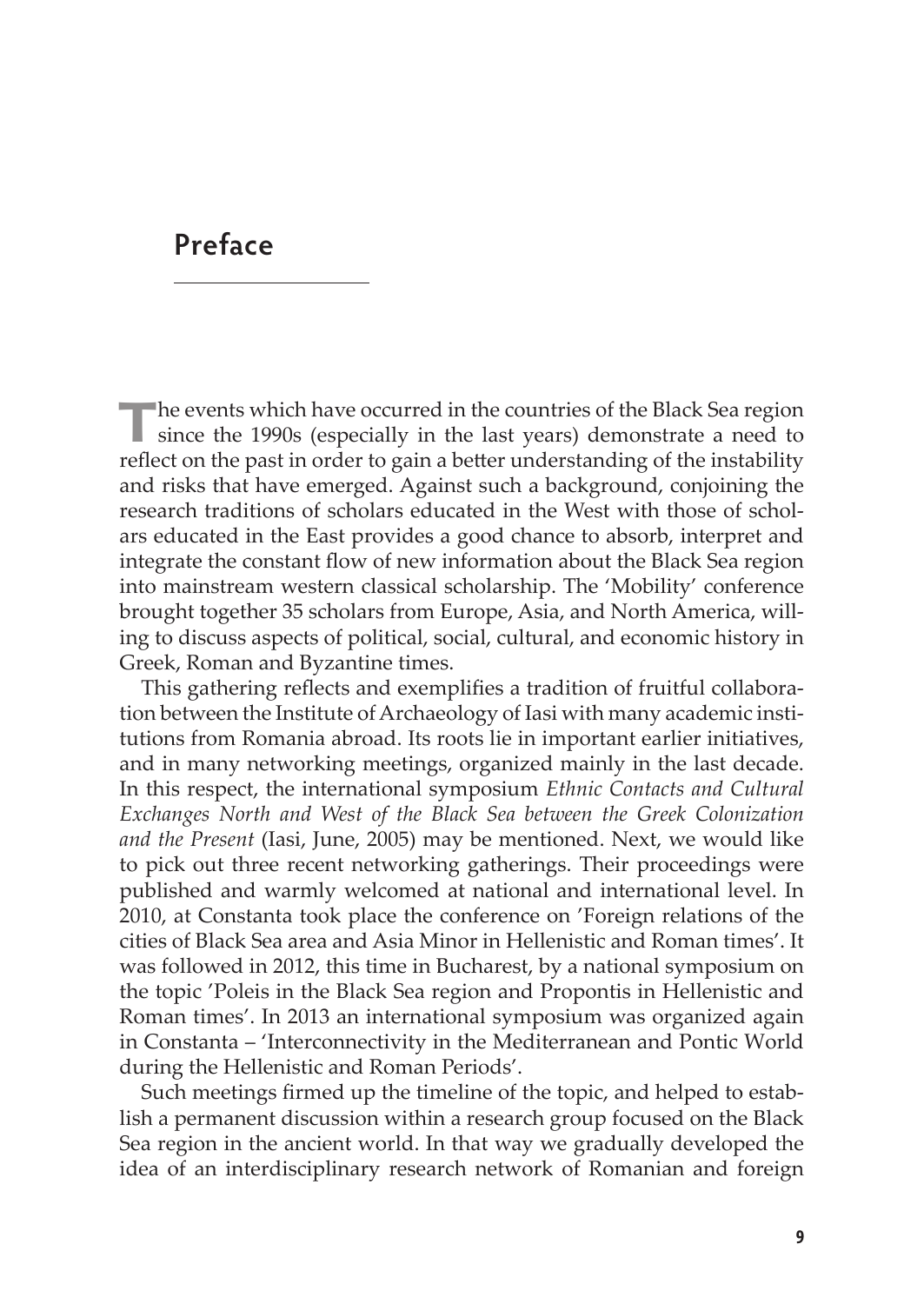# Preface

The events which have occurred in the countries of the Black Sea region since the 1990s (especially in the last years) demonstrate a need to reflect on the past in order to gain a better understanding of the instability and risks that have emerged. Against such a background, conjoining the research traditions of scholars educated in the West with those of scholars educated in the East provides a good chance to absorb, interpret and integrate the constant flow of new information about the Black Sea region into mainstream western classical scholarship. The 'Mobility' conference brought together 35 scholars from Europe, Asia, and North America, willing to discuss aspects of political, social, cultural, and economic history in Greek, Roman and Byzantine times.

This gathering reflects and exemplifies a tradition of fruitful collaboration between the Institute of Archaeology of Iasi with many academic institutions from Romania abroad. Its roots lie in important earlier initiatives, and in many networking meetings, organized mainly in the last decade. In this respect, the international symposium *Ethnic Contacts and Cultural Exchanges North and West of the Black Sea between the Greek Colonization and the Present* (Iasi, June, 2005) may be mentioned. Next, we would like to pick out three recent networking gatherings. Their proceedings were published and warmly welcomed at national and international level. In 2010, at Constanta took place the conference on 'Foreign relations of the cities of Black Sea area and Asia Minor in Hellenistic and Roman times'. It was followed in 2012, this time in Bucharest, by a national symposium on the topic 'Poleis in the Black Sea region and Propontis in Hellenistic and Roman times'. In 2013 an international symposium was organized again in Constanta – 'Interconnectivity in the Mediterranean and Pontic World during the Hellenistic and Roman Periods'.

Such meetings firmed up the timeline of the topic, and helped to establish a permanent discussion within a research group focused on the Black Sea region in the ancient world. In that way we gradually developed the idea of an interdisciplinary research network of Romanian and foreign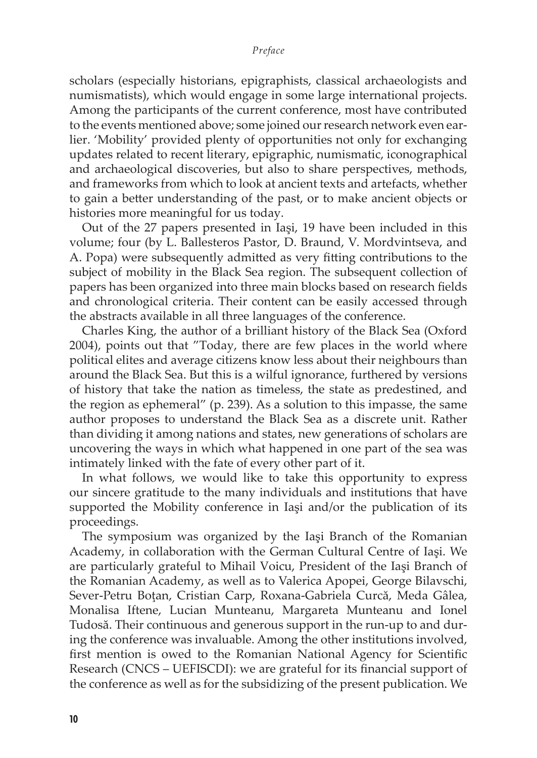scholars (especially historians, epigraphists, classical archaeologists and numismatists), which would engage in some large international projects. Among the participants of the current conference, most have contributed to the events mentioned above; some joined our research network even earlier. 'Mobility' provided plenty of opportunities not only for exchanging updates related to recent literary, epigraphic, numismatic, iconographical and archaeological discoveries, but also to share perspectives, methods, and frameworks from which to look at ancient texts and artefacts, whether to gain a better understanding of the past, or to make ancient objects or histories more meaningful for us today.

Out of the 27 papers presented in Iaşi, 19 have been included in this volume; four (by L. Ballesteros Pastor, D. Braund, V. Mordvintseva, and A. Popa) were subsequently admitted as very fitting contributions to the subject of mobility in the Black Sea region. The subsequent collection of papers has been organized into three main blocks based on research fields and chronological criteria. Their content can be easily accessed through the abstracts available in all three languages of the conference.

Charles King, the author of a brilliant history of the Black Sea (Oxford 2004), points out that "Today, there are few places in the world where political elites and average citizens know less about their neighbours than around the Black Sea. But this is a wilful ignorance, furthered by versions of history that take the nation as timeless, the state as predestined, and the region as ephemeral" (p. 239). As a solution to this impasse, the same author proposes to understand the Black Sea as a discrete unit. Rather than dividing it among nations and states, new generations of scholars are uncovering the ways in which what happened in one part of the sea was intimately linked with the fate of every other part of it.

In what follows, we would like to take this opportunity to express our sincere gratitude to the many individuals and institutions that have supported the Mobility conference in Iaşi and/or the publication of its proceedings.

The symposium was organized by the Iaşi Branch of the Romanian Academy, in collaboration with the German Cultural Centre of Iaşi. We are particularly grateful to Mihail Voicu, President of the Iaşi Branch of the Romanian Academy, as well as to Valerica Apopei, George Bilavschi, Sever-Petru Boţan, Cristian Carp, Roxana-Gabriela Curcă, Meda Gâlea, Monalisa Iftene, Lucian Munteanu, Margareta Munteanu and Ionel Tudosă. Their continuous and generous support in the run-up to and during the conference was invaluable. Among the other institutions involved, first mention is owed to the Romanian National Agency for Scientific Research (CNCS – UEFISCDI): we are grateful for its financial support of the conference as well as for the subsidizing of the present publication. We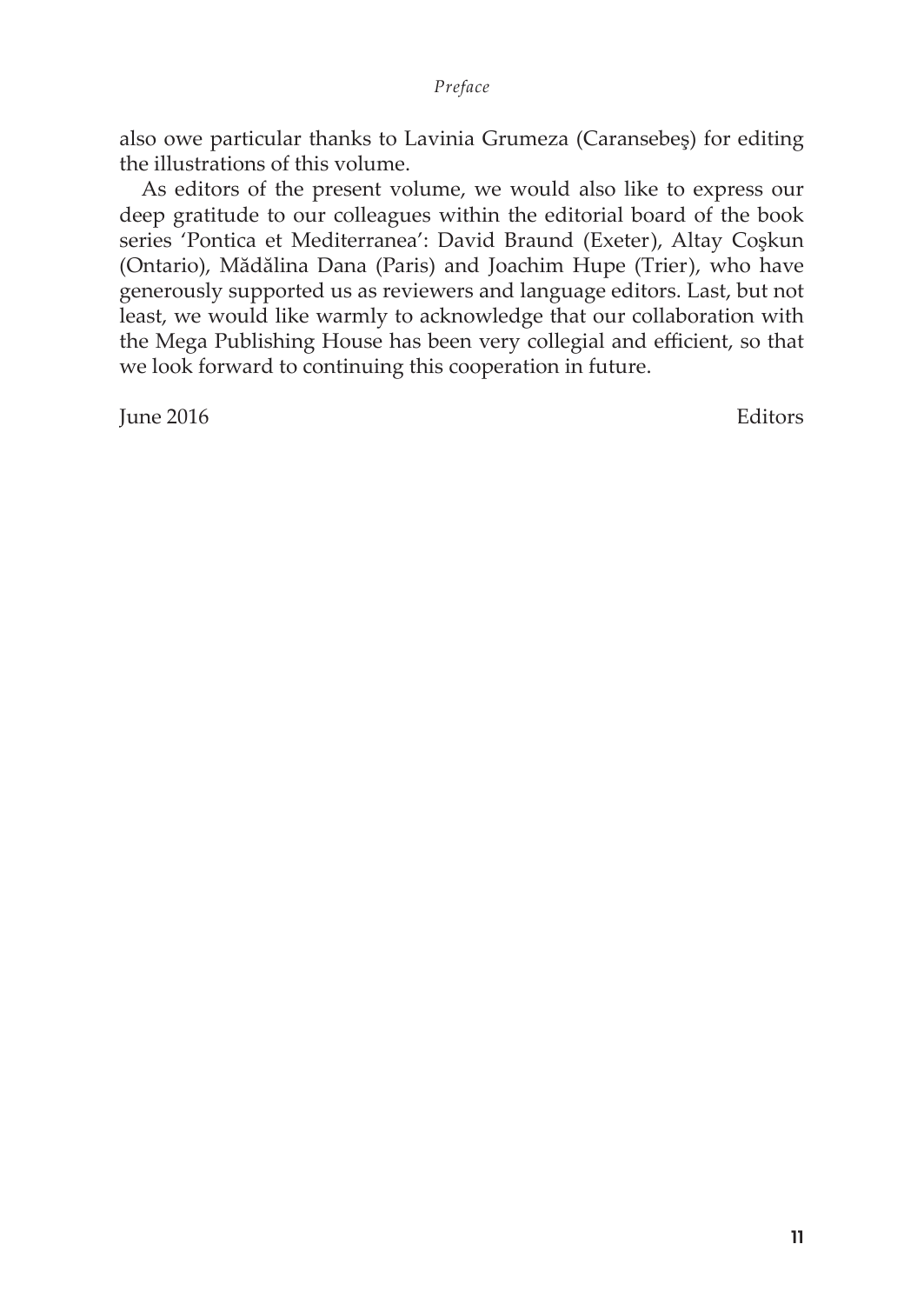also owe particular thanks to Lavinia Grumeza (Caransebeş) for editing the illustrations of this volume.

As editors of the present volume, we would also like to express our deep gratitude to our colleagues within the editorial board of the book series 'Pontica et Mediterranea': David Braund (Exeter), Altay Coşkun (Ontario), Mădălina Dana (Paris) and Joachim Hupe (Trier), who have generously supported us as reviewers and language editors. Last, but not least, we would like warmly to acknowledge that our collaboration with the Mega Publishing House has been very collegial and efficient, so that we look forward to continuing this cooperation in future.

June 2016 Editors